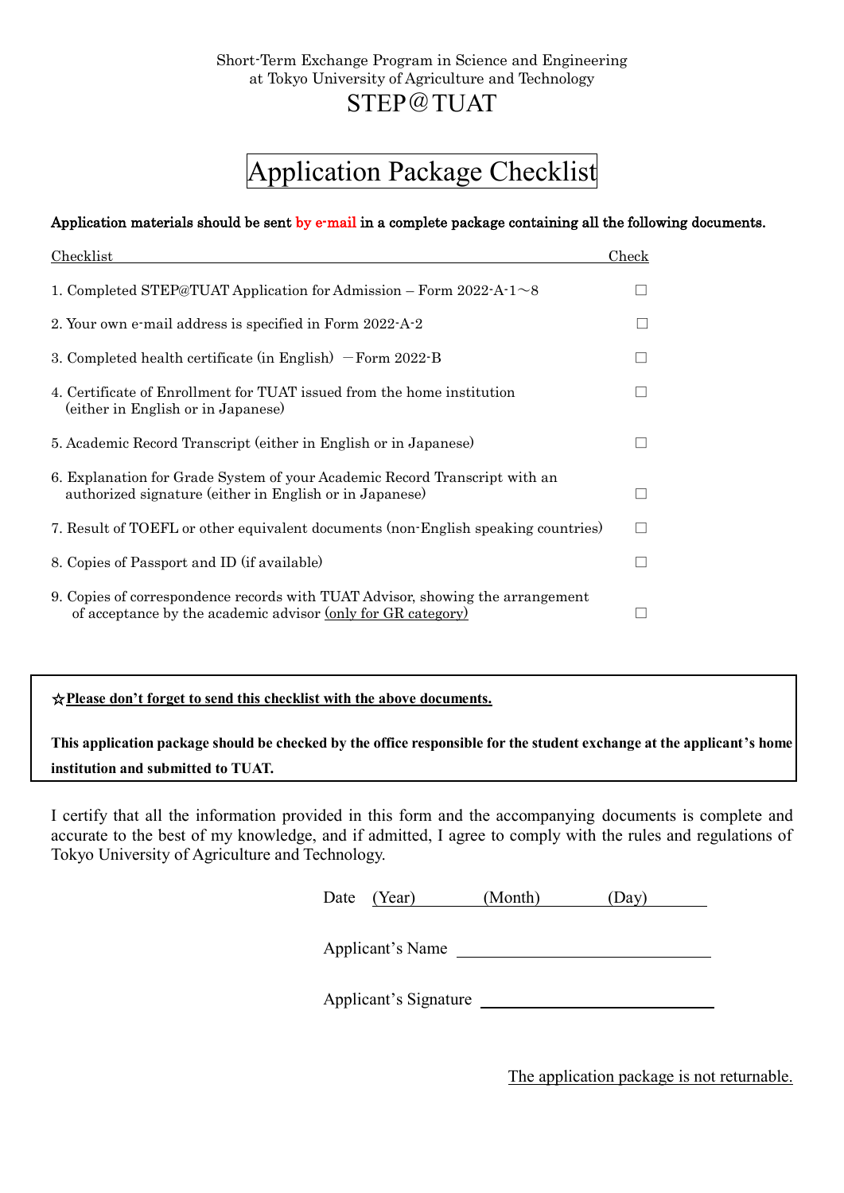Short-Term Exchange Program in Science and Engineering
at Tokyo University of Agriculture and Technology

# STEP＠TUAT

## Application Package Checklist

**Application materials should be sent by e-mail in a complete package containing all the following documents.**

| Checklist | Check |
|---|---|
| 1. Completed STEP@TUAT Application for Admission – Form 2022-A-1～8 | ☐ |
| 2. Your own e-mail address is specified in Form 2022-A-2 | ☐ |
| 3. Completed health certificate (in English) －Form 2022-B | ☐ |
| 4. Certificate of Enrollment for TUAT issued from the home institution (either in English or in Japanese) | ☐ |
| 5. Academic Record Transcript (either in English or in Japanese) | ☐ |
| 6. Explanation for Grade System of your Academic Record Transcript with an authorized signature (either in English or in Japanese) | ☐ |
| 7. Result of TOEFL or other equivalent documents (non-English speaking countries) | ☐ |
| 8. Copies of Passport and ID (if available) | ☐ |
| 9. Copies of correspondence records with TUAT Advisor, showing the arrangement of acceptance by the academic advisor (only for GR category) | ☐ |

☆**Please don't forget to send this checklist with the above documents.**

**This application package should be checked by the office responsible for the student exchange at the applicant's home institution and submitted to TUAT.**

I certify that all the information provided in this form and the accompanying documents is complete and accurate to the best of my knowledge, and if admitted, I agree to comply with the rules and regulations of Tokyo University of Agriculture and Technology.

Date (Year) (Month) (Day)

Applicant's Name ______________________

Applicant's Signature ______________________

The application package is not returnable.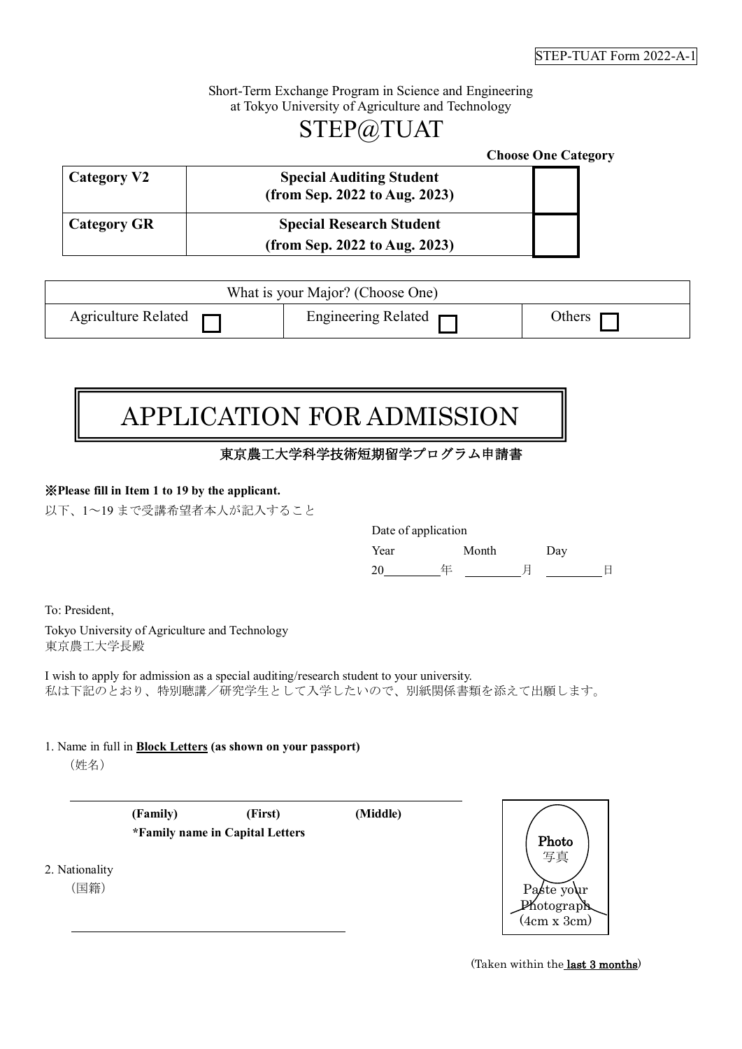STEP-TUAT Form 2022-A-1

Short-Term Exchange Program in Science and Engineering
at Tokyo University of Agriculture and Technology

# STEP@TUAT

**Choose One Category**

| | | |
|---|---|---|
| **Category V2** | **Special Auditing Student (from Sep. 2022 to Aug. 2023)** | ☐ |
| **Category GR** | **Special Research Student (from Sep. 2022 to Aug. 2023)** | ☐ |

| What is your Major? (Choose One) | | |
|---|---|---|
| Agriculture Related ☐ | Engineering Related ☐ | Others ☐ |

# APPLICATION FOR ADMISSION

## 東京農工大学科学技術短期留学プログラム申請書

**※Please fill in Item 1 to 19 by the applicant.**

以下、1～19 まで受講希望者本人が記入すること

Date of application

Year　Month　Day

20\_\_\_\_\_年 \_\_\_\_\_月 \_\_\_\_\_日

To: President,

Tokyo University of Agriculture and Technology
東京農工大学長殿

I wish to apply for admission as a special auditing/research student to your university.
私は下記のとおり、特別聴講／研究学生として入学したいので、別紙関係書類を添えて出願します。

1. Name in full in **Block Letters** **(as shown on your passport)**
（姓名）

\_\_\_\_\_\_\_\_\_\_\_\_\_\_\_\_\_\_\_\_\_\_\_\_\_\_\_\_\_\_\_\_\_\_\_\_\_\_

**(Family)**　**(First)**　**(Middle)**

**\*Family name in Capital Letters**

2. Nationality
（国籍）

\_\_\_\_\_\_\_\_\_\_\_\_\_\_\_\_\_\_\_\_\_\_\_\_\_\_\_\_\_\_\_\_\_\_\_\_\_\_

**Photo**
写真
Paste your Photograph
(4cm x 3cm)

(Taken within the **last 3 months**)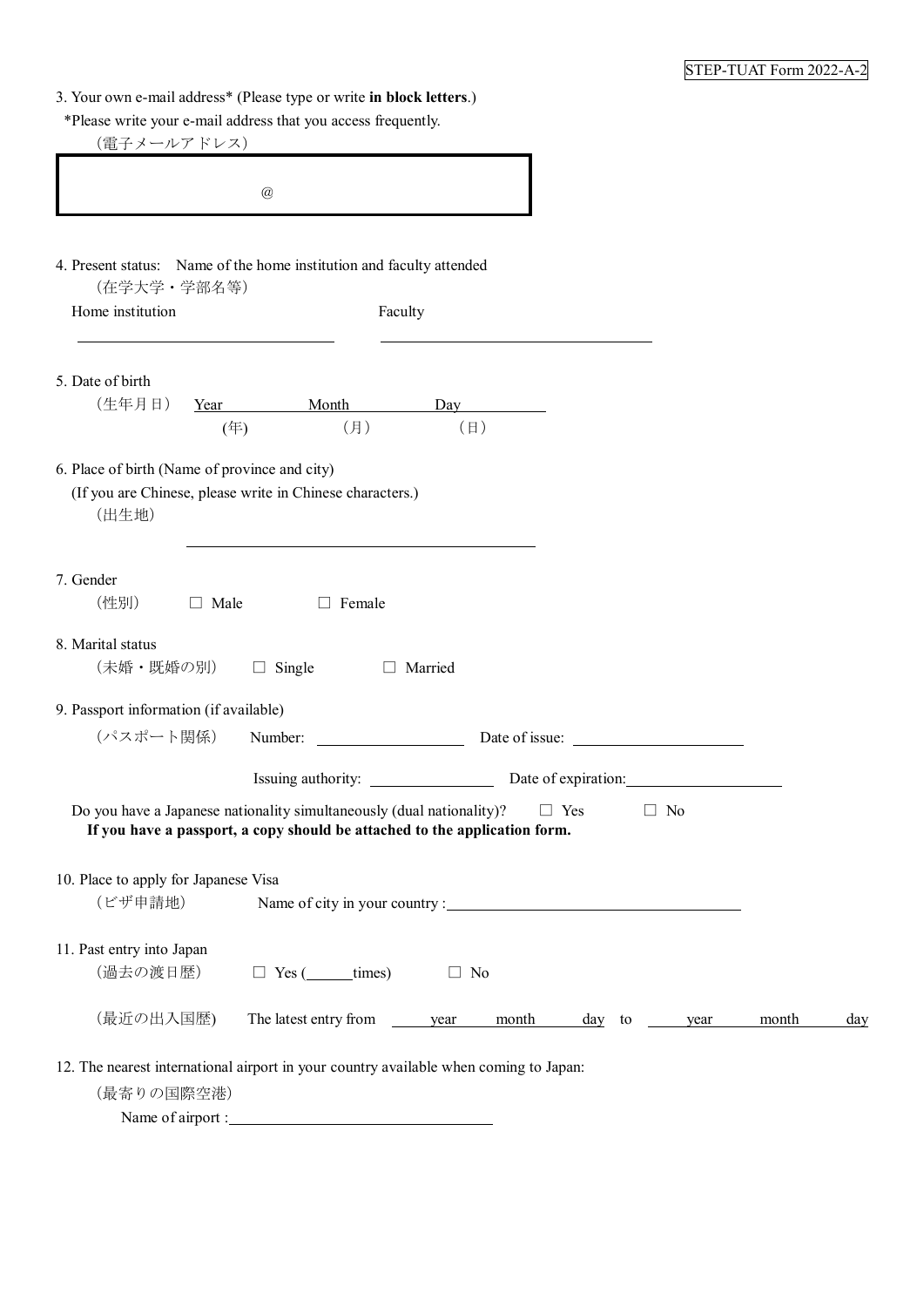3. Your own e-mail address* (Please type or write **in block letters**.)

*Please write your e-mail address that you access frequently.

（電子メールアドレス）

@

4. Present status: Name of the home institution and faculty attended

（在学大学・学部名等）

Home institution ____________________ Faculty ____________________

5. Date of birth

（生年月日） Year ______ Month ______ Day ______

(年) （月） （日）

6. Place of birth (Name of province and city)

(If you are Chinese, please write in Chinese characters.)

（出生地）

____________________

7. Gender

（性別） ☐ Male ☐ Female

8. Marital status

（未婚・既婚の別） ☐ Single ☐ Married

9. Passport information (if available)

（パスポート関係） Number: ____________ Date of issue: ____________

Issuing authority: ____________ Date of expiration: ____________

Do you have a Japanese nationality simultaneously (dual nationality)? ☐ Yes ☐ No

**If you have a passport, a copy should be attached to the application form.**

10. Place to apply for Japanese Visa

（ビザ申請地） Name of city in your country : ____________________

11. Past entry into Japan

（過去の渡日歴） ☐ Yes (______times) ☐ No

（最近の出入国歴） The latest entry from ______ year ______ month ______ day to ______ year ______ month ______ day

12. The nearest international airport in your country available when coming to Japan:

（最寄りの国際空港）

Name of airport : ____________________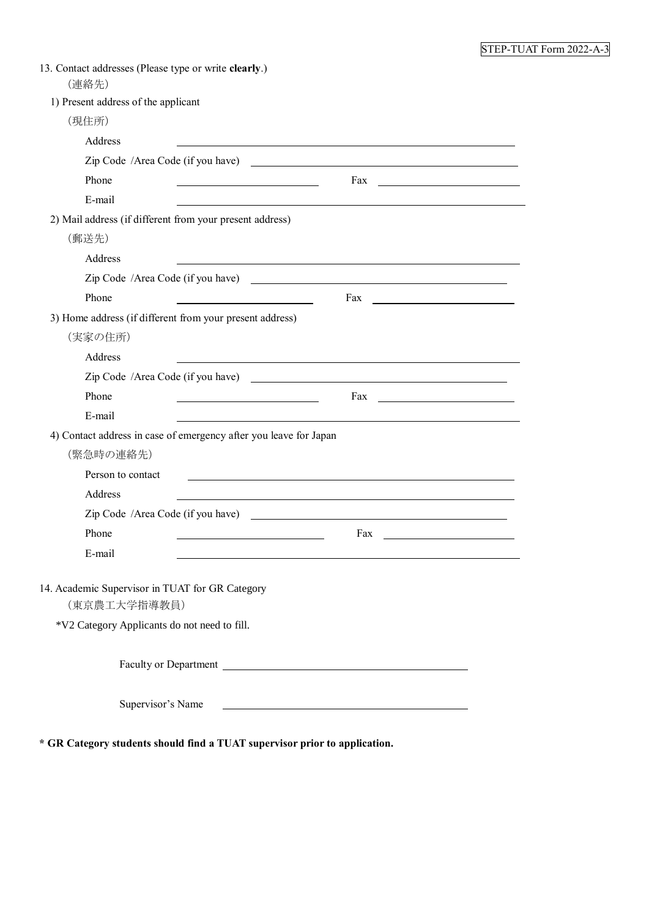STEP-TUAT Form 2022-A-3

13. Contact addresses (Please type or write **clearly**.)
（連絡先）

1) Present address of the applicant
（現住所）

Address ______________________________

Zip Code /Area Code (if you have) ______________________________

Phone ______________ Fax ______________

E-mail ______________________________

2) Mail address (if different from your present address)
（郵送先）

Address ______________________________

Zip Code /Area Code (if you have) ______________________________

Phone ______________ Fax ______________

3) Home address (if different from your present address)
（実家の住所）

Address ______________________________

Zip Code /Area Code (if you have) ______________________________

Phone ______________ Fax ______________

E-mail ______________________________

4) Contact address in case of emergency after you leave for Japan
（緊急時の連絡先）

Person to contact ______________________________

Address ______________________________

Zip Code /Area Code (if you have) ______________________________

Phone ______________ Fax ______________

E-mail ______________________________

14. Academic Supervisor in TUAT for GR Category
（東京農工大学指導教員）

*V2 Category Applicants do not need to fill.

Faculty or Department ______________________________

Supervisor's Name ______________________________

**\* GR Category students should find a TUAT supervisor prior to application.**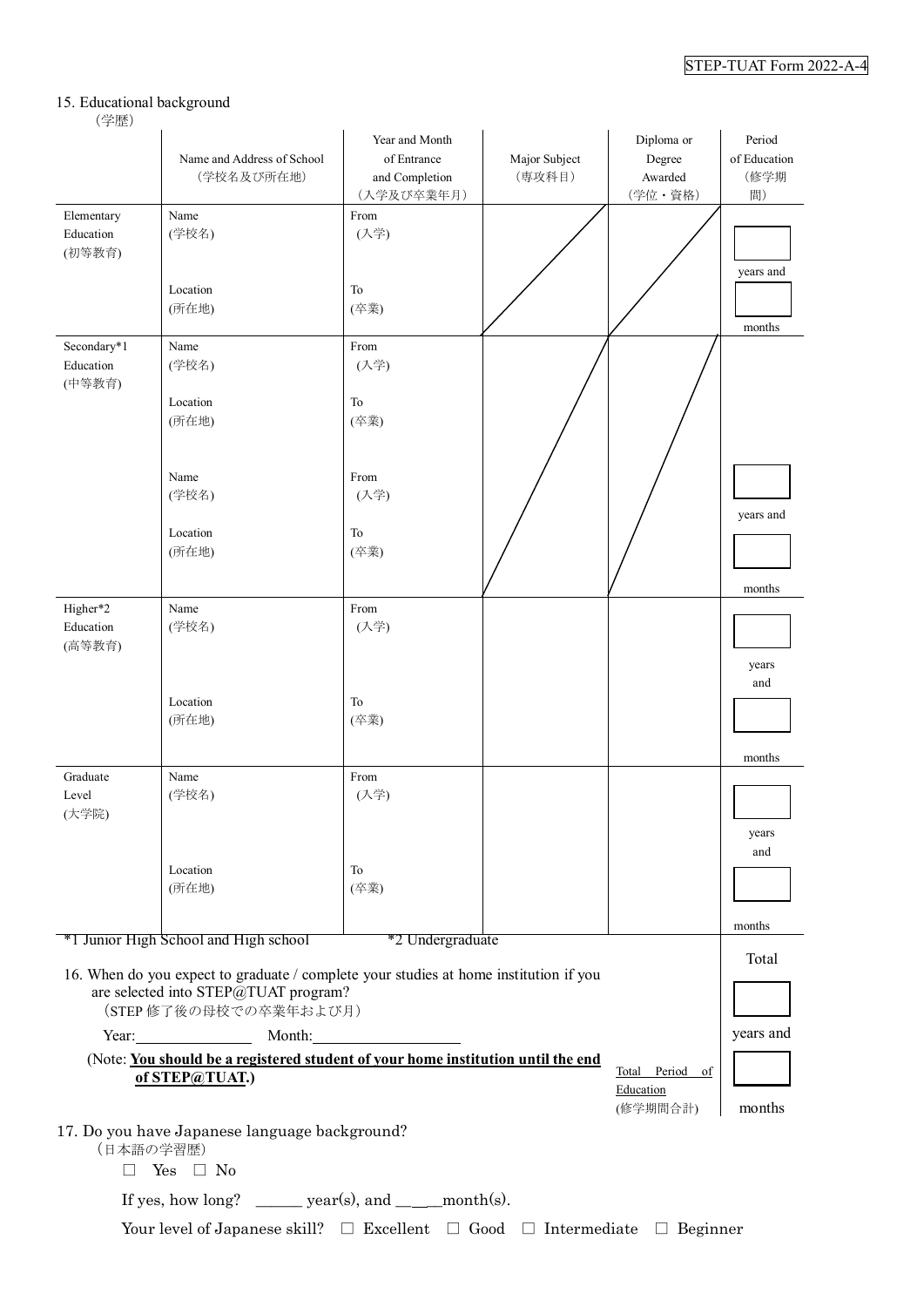STEP-TUAT Form 2022-A-4

15. Educational background
（学歴）

| | Name and Address of School （学校名及び所在地） | Year and Month of Entrance and Completion （入学及び卒業年月） | Major Subject （専攻科目） | Diploma or Degree Awarded （学位・資格） | Period of Education （修学期間） |
|---|---|---|---|---|---|
| Elementary Education (初等教育) | Name (学校名)<br>Location (所在地) | From (入学)<br>To (卒業) | | | years and<br>months |
| Secondary*1 Education (中等教育) | Name (学校名)<br>Location (所在地)<br>Name (学校名)<br>Location (所在地) | From (入学)<br>To (卒業)<br>From (入学)<br>To (卒業) | | | years and<br>months |
| Higher*2 Education (高等教育) | Name (学校名)<br>Location (所在地) | From (入学)<br>To (卒業) | | | years and<br>months |
| Graduate Level (大学院) | Name (学校名)<br>Location (所在地) | From (入学)<br>To (卒業) | | | years and<br>months |

*1 Junior High School and High school　　*2 Undergraduate

Total Period of Education (修学期間合計)　Total ______ years and ______ months

16. When do you expect to graduate / complete your studies at home institution if you are selected into STEP@TUAT program?
（STEP 修了後の母校での卒業年および月）

Year: ______________ Month: __________________

(Note: **You should be a registered student of your home institution until the end of STEP@TUAT.**)

17. Do you have Japanese language background?
（日本語の学習歴）

☐ Yes ☐ No

If yes, how long? ______ year(s), and ______month(s).

Your level of Japanese skill? ☐ Excellent ☐ Good ☐ Intermediate ☐ Beginner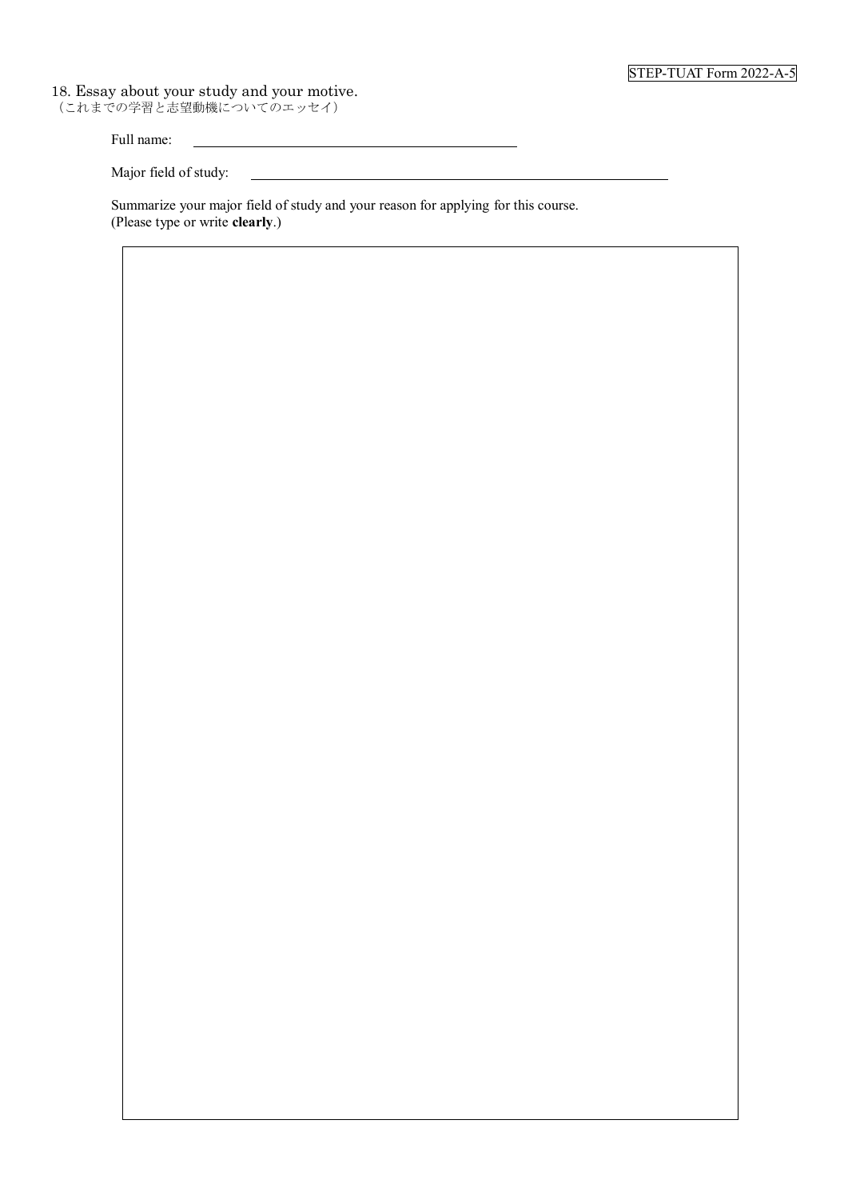18. Essay about your study and your motive.
（これまでの学習と志望動機についてのエッセイ）

Full name: ______________________________

Major field of study: ______________________________

Summarize your major field of study and your reason for applying for this course.
(Please type or write **clearly**.)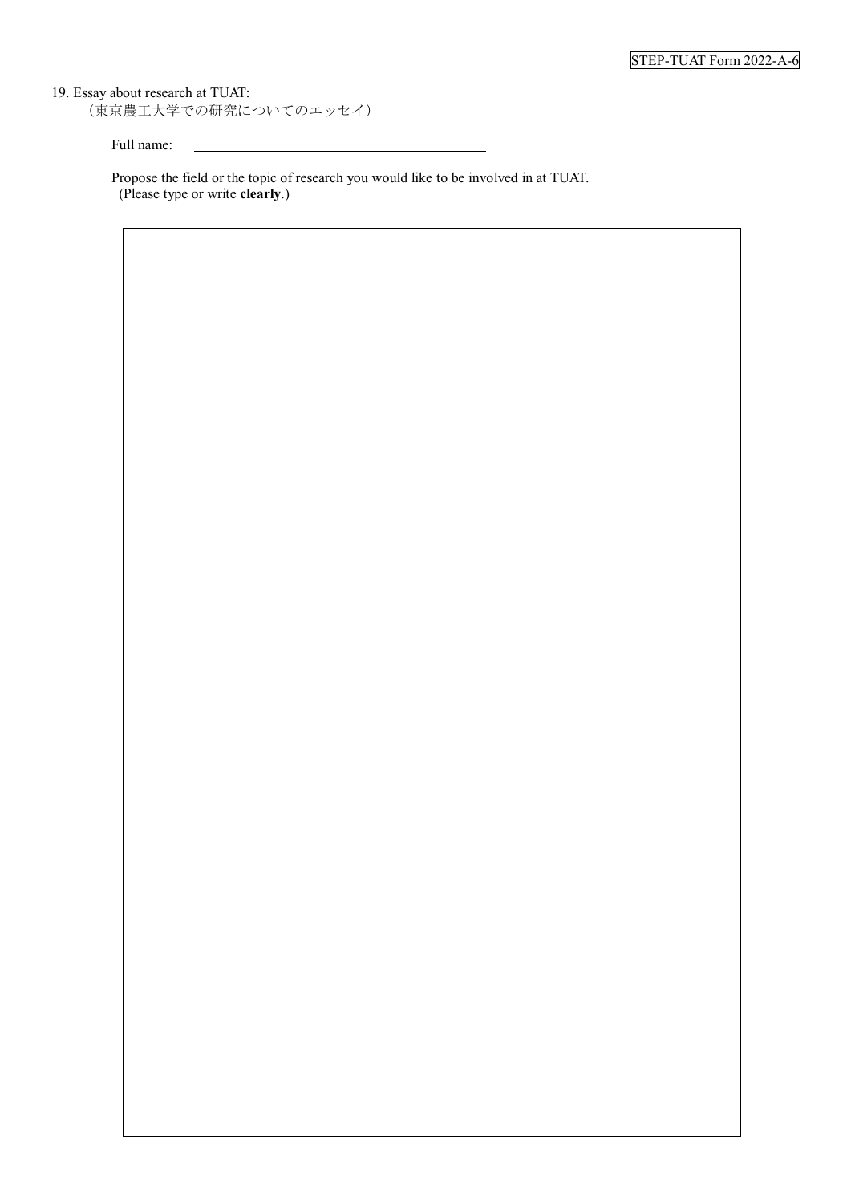19. Essay about research at TUAT:
（東京農工大学での研究についてのエッセイ）

Full name: \_\_\_\_\_\_\_\_\_\_\_\_\_\_\_\_\_\_\_\_\_\_\_\_\_\_\_\_\_\_\_\_\_\_\_\_\_\_\_\_

Propose the field or the topic of research you would like to be involved in at TUAT.
(Please type or write **clearly**.)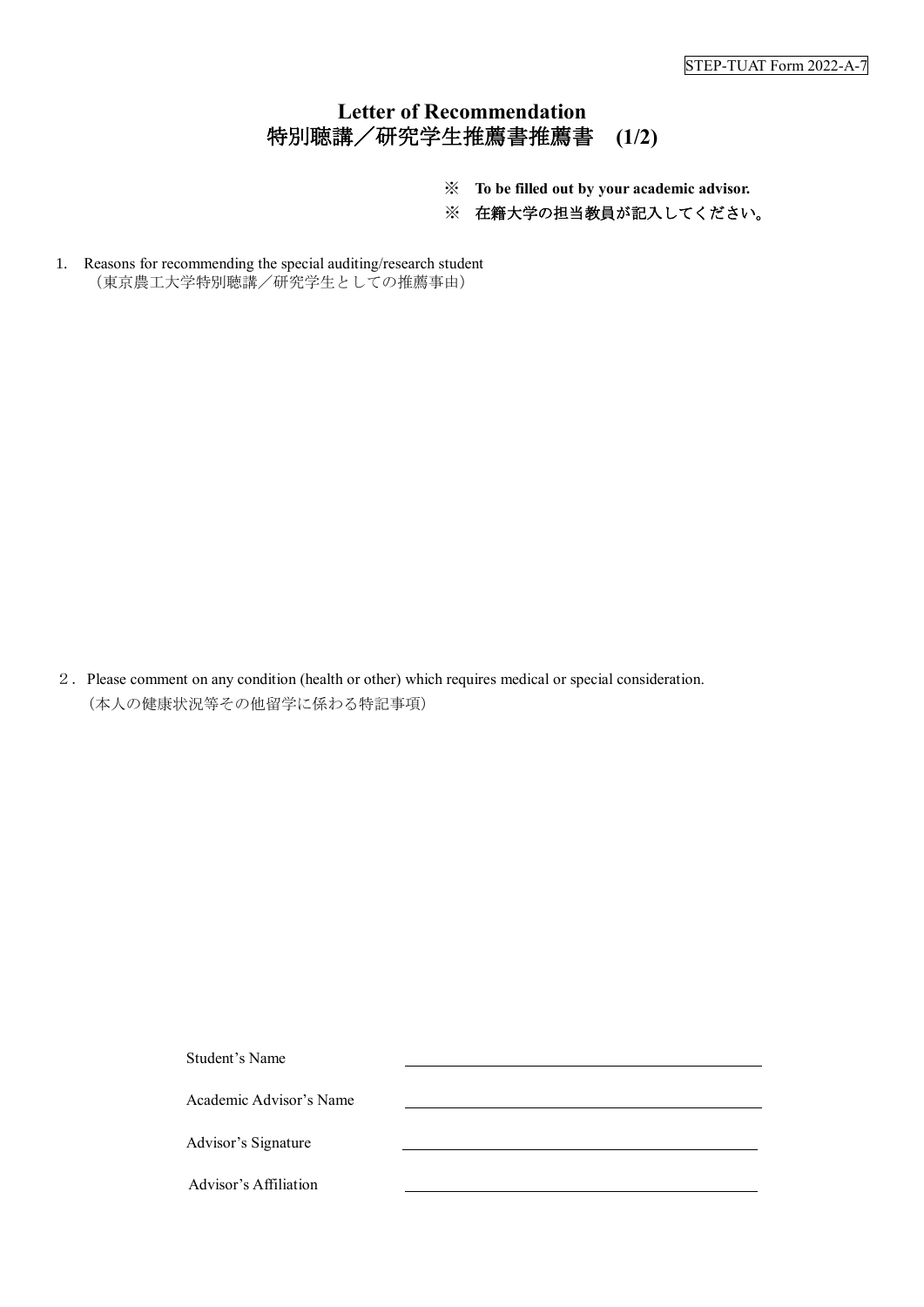STEP-TUAT Form 2022-A-7

# Letter of Recommendation
# 特別聴講／研究学生推薦書推薦書　(1/2)

**※　To be filled out by your academic advisor.**

**※　在籍大学の担当教員が記入してください。**

1. Reasons for recommending the special auditing/research student
（東京農工大学特別聴講／研究学生としての推薦事由）

２. Please comment on any condition (health or other) which requires medical or special consideration.
（本人の健康状況等その他留学に係わる特記事項）

| | |
|---|---|
| Student’s Name | |
| Academic Advisor’s Name | |
| Advisor’s Signature | |
| Advisor’s Affiliation | |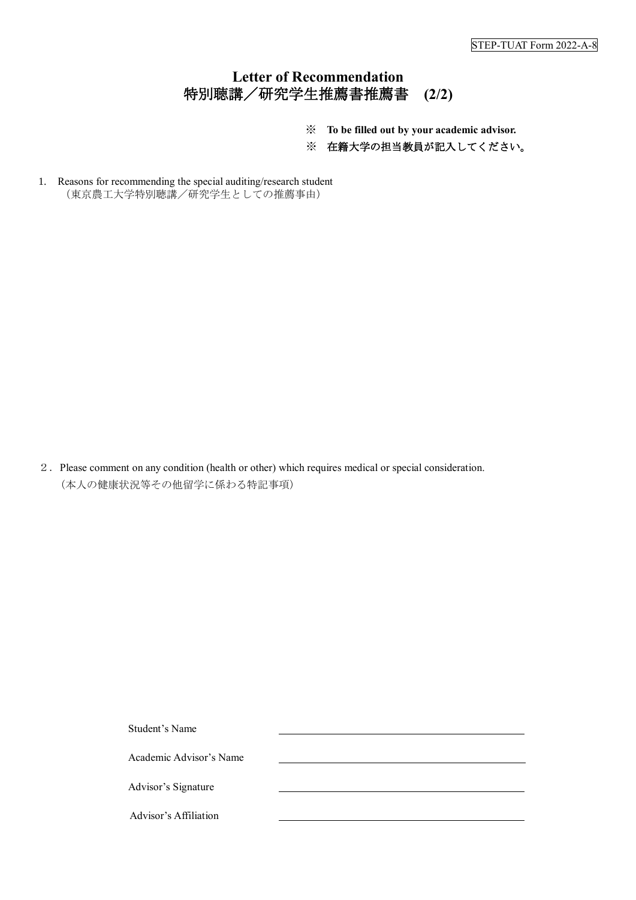STEP-TUAT Form 2022-A-8

# Letter of Recommendation
# 特別聴講／研究学生推薦書推薦書 (2/2)

※ **To be filled out by your academic advisor.**

※ 在籍大学の担当教員が記入してください。

1. Reasons for recommending the special auditing/research student
（東京農工大学特別聴講／研究学生としての推薦事由）

２．Please comment on any condition (health or other) which requires medical or special consideration.
（本人の健康状況等その他留学に係わる特記事項）

Student's Name ______________________

Academic Advisor's Name ______________________

Advisor's Signature ______________________

Advisor's Affiliation ______________________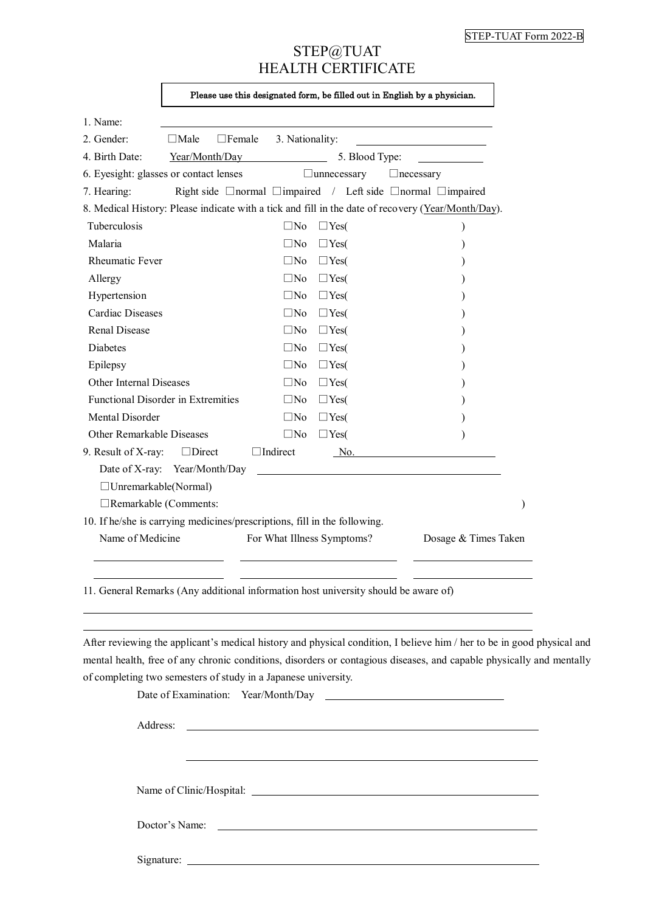STEP-TUAT Form 2022-B

# STEP@TUAT
# HEALTH CERTIFICATE

**Please use this designated form, be filled out in English by a physician.**

1. Name: ______________________________

2. Gender: ☐Male ☐Female 3. Nationality: ____________________

4. Birth Date: Year/Month/Day ____________ 5. Blood Type: __________

6. Eyesight: glasses or contact lenses ☐unnecessary ☐necessary

7. Hearing: Right side ☐normal ☐impaired / Left side ☐normal ☐impaired

8. Medical History: Please indicate with a tick and fill in the date of recovery (Year/Month/Day).

| | | |
|---|---|---|
| Tuberculosis | ☐No | ☐Yes( ) |
| Malaria | ☐No | ☐Yes( ) |
| Rheumatic Fever | ☐No | ☐Yes( ) |
| Allergy | ☐No | ☐Yes( ) |
| Hypertension | ☐No | ☐Yes( ) |
| Cardiac Diseases | ☐No | ☐Yes( ) |
| Renal Disease | ☐No | ☐Yes( ) |
| Diabetes | ☐No | ☐Yes( ) |
| Epilepsy | ☐No | ☐Yes( ) |
| Other Internal Diseases | ☐No | ☐Yes( ) |
| Functional Disorder in Extremities | ☐No | ☐Yes( ) |
| Mental Disorder | ☐No | ☐Yes( ) |
| Other Remarkable Diseases | ☐No | ☐Yes( ) |

9. Result of X-ray: ☐Direct ☐Indirect No. ____________________

   Date of X-ray: Year/Month/Day ______________________________

   ☐Unremarkable(Normal)

   ☐Remarkable (Comments: )

10. If he/she is carrying medicines/prescriptions, fill in the following.

| Name of Medicine | For What Illness Symptoms? | Dosage & Times Taken |
|---|---|---|
| | | |
| | | |

11. General Remarks (Any additional information host university should be aware of)

______________________________________________________________

______________________________________________________________

After reviewing the applicant's medical history and physical condition, I believe him / her to be in good physical and mental health, free of any chronic conditions, disorders or contagious diseases, and capable physically and mentally of completing two semesters of study in a Japanese university.

Date of Examination: Year/Month/Day ______________________________

Address: ______________________________________________________

______________________________________________________

Name of Clinic/Hospital: ______________________________________

Doctor's Name: ______________________________________________

Signature: __________________________________________________